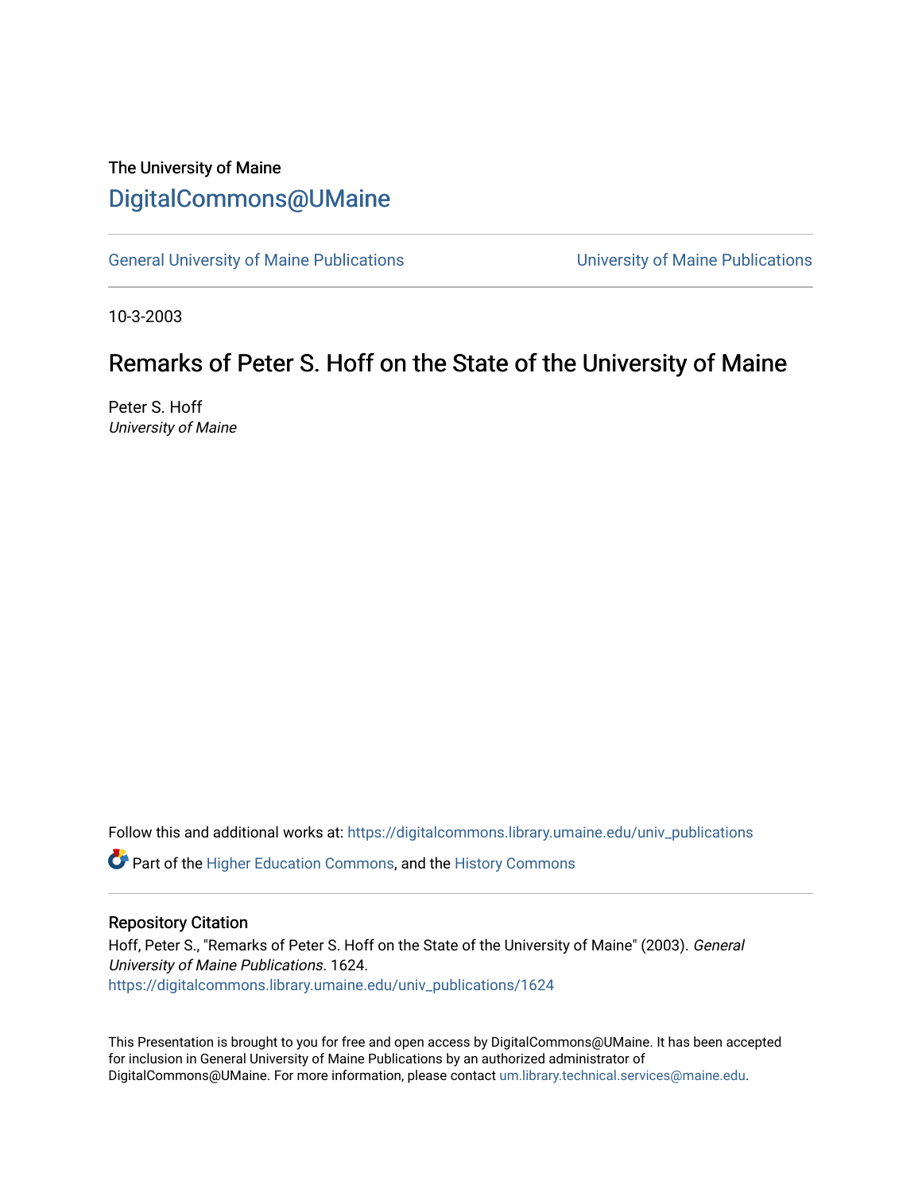The University of Maine

## DigitalCommons@UMaine

General University of Maine Publications | University of Maine Publications

10-3-2003

# Remarks of Peter S. Hoff on the State of the University of Maine

Peter S. Hoff
*University of Maine*

Follow this and additional works at: https://digitalcommons.library.umaine.edu/univ_publications

Part of the Higher Education Commons, and the History Commons

### Repository Citation

Hoff, Peter S., "Remarks of Peter S. Hoff on the State of the University of Maine" (2003). *General University of Maine Publications*. 1624.
https://digitalcommons.library.umaine.edu/univ_publications/1624

This Presentation is brought to you for free and open access by DigitalCommons@UMaine. It has been accepted for inclusion in General University of Maine Publications by an authorized administrator of DigitalCommons@UMaine. For more information, please contact um.library.technical.services@maine.edu.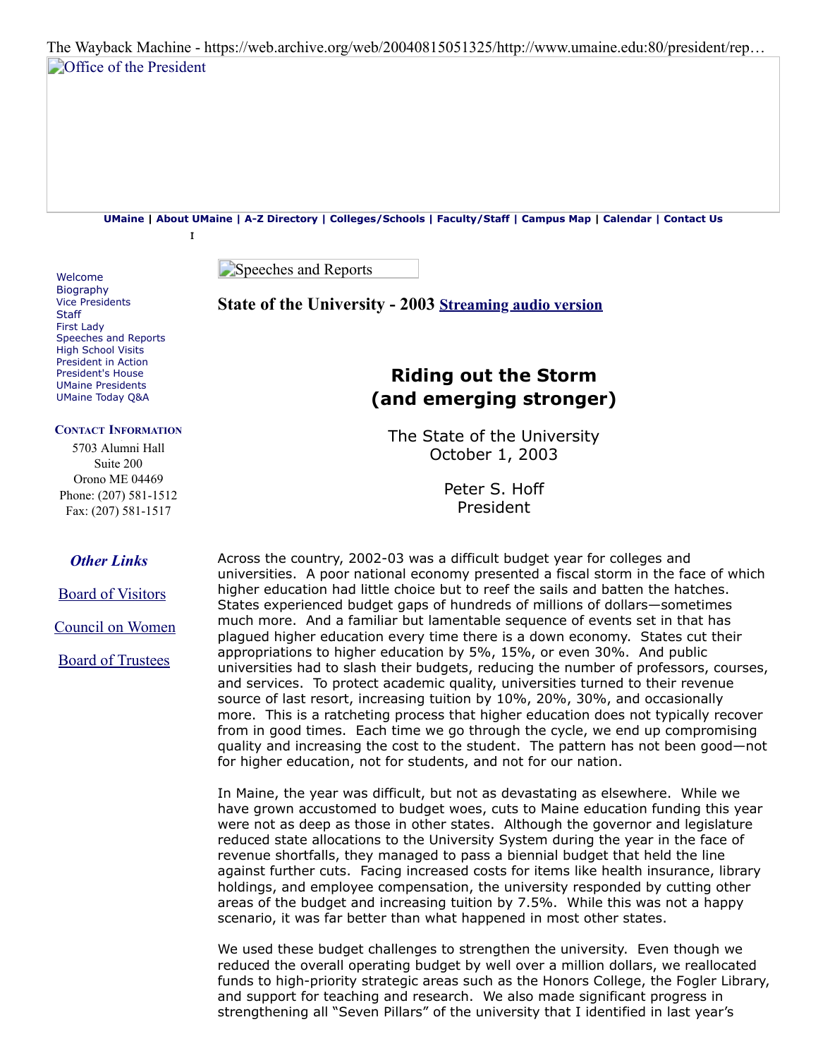The Wayback Machine - https://web.archive.org/web/20040815051325/http://www.umaine.edu:80/president/rep…

Office of the President

**UMaine | About UMaine | A-Z Directory | Colleges/Schools | Faculty/Staff | Campus Map | Calendar | Contact Us**

Welcome
Biography
Vice Presidents
Staff
First Lady
Speeches and Reports
High School Visits
President in Action
President's House
UMaine Presidents
UMaine Today Q&A

**CONTACT INFORMATION**

5703 Alumni Hall
Suite 200
Orono ME 04469
Phone: (207) 581-1512
Fax: (207) 581-1517

***Other Links***

Board of Visitors

Council on Women

Board of Trustees

Speeches and Reports

**State of the University - 2003** **Streaming audio version**

# Riding out the Storm (and emerging stronger)

The State of the University
October 1, 2003

Peter S. Hoff
President

Across the country, 2002-03 was a difficult budget year for colleges and universities. A poor national economy presented a fiscal storm in the face of which higher education had little choice but to reef the sails and batten the hatches. States experienced budget gaps of hundreds of millions of dollars—sometimes much more. And a familiar but lamentable sequence of events set in that has plagued higher education every time there is a down economy. States cut their appropriations to higher education by 5%, 15%, or even 30%. And public universities had to slash their budgets, reducing the number of professors, courses, and services. To protect academic quality, universities turned to their revenue source of last resort, increasing tuition by 10%, 20%, 30%, and occasionally more. This is a ratcheting process that higher education does not typically recover from in good times. Each time we go through the cycle, we end up compromising quality and increasing the cost to the student. The pattern has not been good—not for higher education, not for students, and not for our nation.

In Maine, the year was difficult, but not as devastating as elsewhere. While we have grown accustomed to budget woes, cuts to Maine education funding this year were not as deep as those in other states. Although the governor and legislature reduced state allocations to the University System during the year in the face of revenue shortfalls, they managed to pass a biennial budget that held the line against further cuts. Facing increased costs for items like health insurance, library holdings, and employee compensation, the university responded by cutting other areas of the budget and increasing tuition by 7.5%. While this was not a happy scenario, it was far better than what happened in most other states.

We used these budget challenges to strengthen the university. Even though we reduced the overall operating budget by well over a million dollars, we reallocated funds to high-priority strategic areas such as the Honors College, the Fogler Library, and support for teaching and research. We also made significant progress in strengthening all "Seven Pillars" of the university that I identified in last year's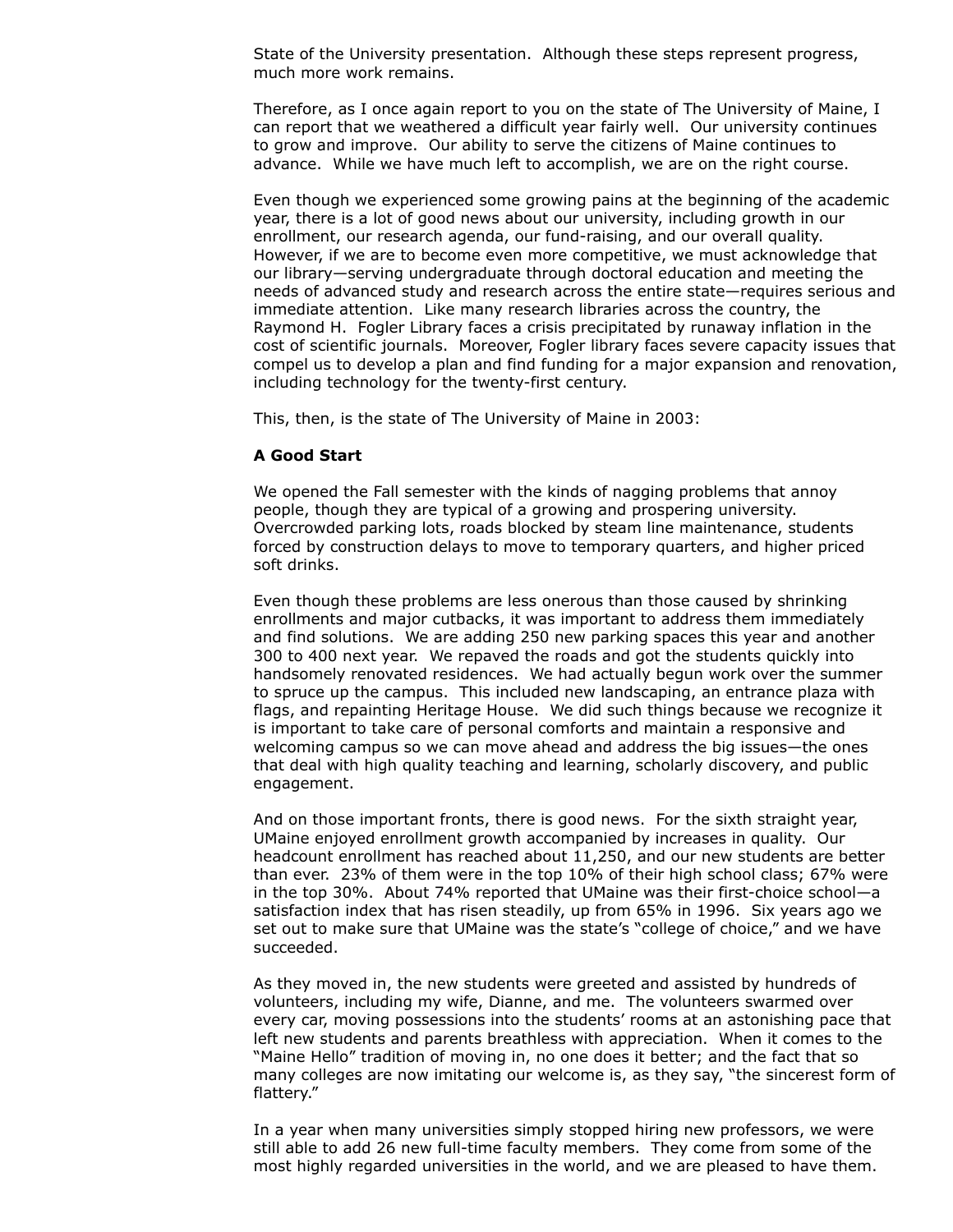State of the University presentation. Although these steps represent progress, much more work remains.

Therefore, as I once again report to you on the state of The University of Maine, I can report that we weathered a difficult year fairly well. Our university continues to grow and improve. Our ability to serve the citizens of Maine continues to advance. While we have much left to accomplish, we are on the right course.

Even though we experienced some growing pains at the beginning of the academic year, there is a lot of good news about our university, including growth in our enrollment, our research agenda, our fund-raising, and our overall quality. However, if we are to become even more competitive, we must acknowledge that our library—serving undergraduate through doctoral education and meeting the needs of advanced study and research across the entire state—requires serious and immediate attention. Like many research libraries across the country, the Raymond H. Fogler Library faces a crisis precipitated by runaway inflation in the cost of scientific journals. Moreover, Fogler library faces severe capacity issues that compel us to develop a plan and find funding for a major expansion and renovation, including technology for the twenty-first century.

This, then, is the state of The University of Maine in 2003:

**A Good Start**

We opened the Fall semester with the kinds of nagging problems that annoy people, though they are typical of a growing and prospering university. Overcrowded parking lots, roads blocked by steam line maintenance, students forced by construction delays to move to temporary quarters, and higher priced soft drinks.

Even though these problems are less onerous than those caused by shrinking enrollments and major cutbacks, it was important to address them immediately and find solutions. We are adding 250 new parking spaces this year and another 300 to 400 next year. We repaved the roads and got the students quickly into handsomely renovated residences. We had actually begun work over the summer to spruce up the campus. This included new landscaping, an entrance plaza with flags, and repainting Heritage House. We did such things because we recognize it is important to take care of personal comforts and maintain a responsive and welcoming campus so we can move ahead and address the big issues—the ones that deal with high quality teaching and learning, scholarly discovery, and public engagement.

And on those important fronts, there is good news. For the sixth straight year, UMaine enjoyed enrollment growth accompanied by increases in quality. Our headcount enrollment has reached about 11,250, and our new students are better than ever. 23% of them were in the top 10% of their high school class; 67% were in the top 30%. About 74% reported that UMaine was their first-choice school—a satisfaction index that has risen steadily, up from 65% in 1996. Six years ago we set out to make sure that UMaine was the state's "college of choice," and we have succeeded.

As they moved in, the new students were greeted and assisted by hundreds of volunteers, including my wife, Dianne, and me. The volunteers swarmed over every car, moving possessions into the students' rooms at an astonishing pace that left new students and parents breathless with appreciation. When it comes to the "Maine Hello" tradition of moving in, no one does it better; and the fact that so many colleges are now imitating our welcome is, as they say, "the sincerest form of flattery."

In a year when many universities simply stopped hiring new professors, we were still able to add 26 new full-time faculty members. They come from some of the most highly regarded universities in the world, and we are pleased to have them.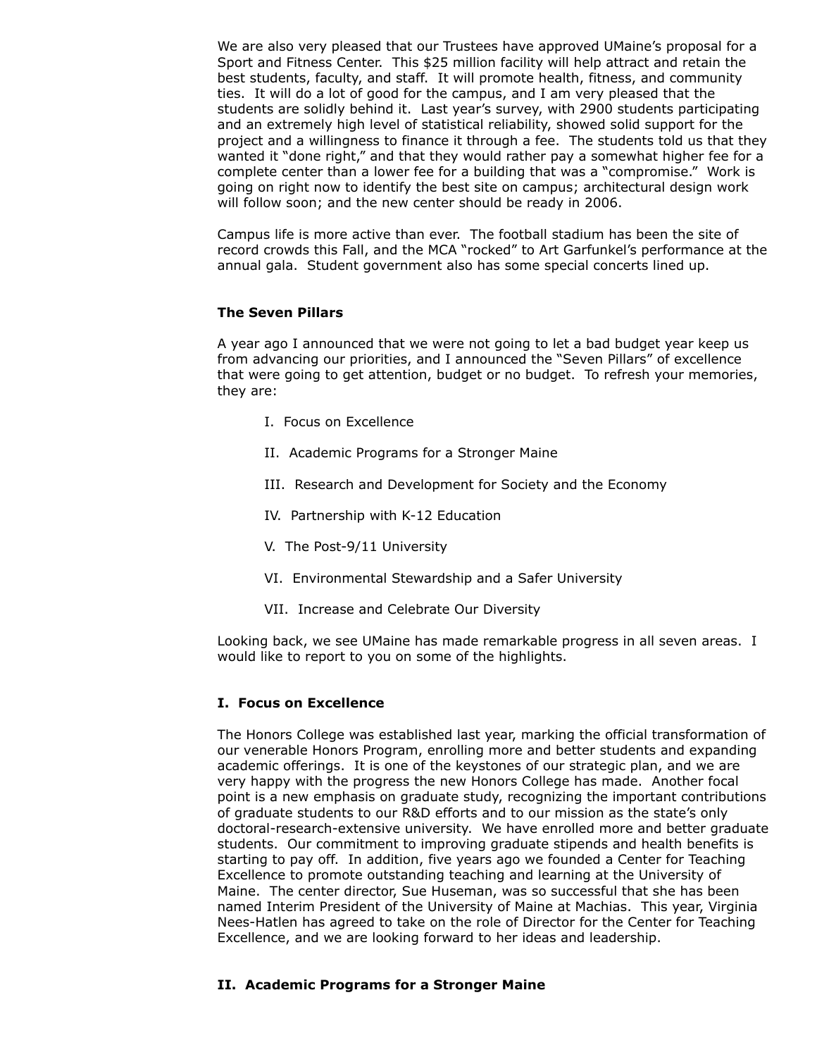We are also very pleased that our Trustees have approved UMaine's proposal for a Sport and Fitness Center. This $25 million facility will help attract and retain the best students, faculty, and staff. It will promote health, fitness, and community ties. It will do a lot of good for the campus, and I am very pleased that the students are solidly behind it. Last year's survey, with 2900 students participating and an extremely high level of statistical reliability, showed solid support for the project and a willingness to finance it through a fee. The students told us that they wanted it "done right," and that they would rather pay a somewhat higher fee for a complete center than a lower fee for a building that was a "compromise." Work is going on right now to identify the best site on campus; architectural design work will follow soon; and the new center should be ready in 2006.

Campus life is more active than ever. The football stadium has been the site of record crowds this Fall, and the MCA "rocked" to Art Garfunkel's performance at the annual gala. Student government also has some special concerts lined up.

### The Seven Pillars

A year ago I announced that we were not going to let a bad budget year keep us from advancing our priorities, and I announced the "Seven Pillars" of excellence that were going to get attention, budget or no budget. To refresh your memories, they are:

I. Focus on Excellence

II. Academic Programs for a Stronger Maine

III. Research and Development for Society and the Economy

IV. Partnership with K-12 Education

V. The Post-9/11 University

VI. Environmental Stewardship and a Safer University

VII. Increase and Celebrate Our Diversity

Looking back, we see UMaine has made remarkable progress in all seven areas. I would like to report to you on some of the highlights.

### I. Focus on Excellence

The Honors College was established last year, marking the official transformation of our venerable Honors Program, enrolling more and better students and expanding academic offerings. It is one of the keystones of our strategic plan, and we are very happy with the progress the new Honors College has made. Another focal point is a new emphasis on graduate study, recognizing the important contributions of graduate students to our R&D efforts and to our mission as the state's only doctoral-research-extensive university. We have enrolled more and better graduate students. Our commitment to improving graduate stipends and health benefits is starting to pay off. In addition, five years ago we founded a Center for Teaching Excellence to promote outstanding teaching and learning at the University of Maine. The center director, Sue Huseman, was so successful that she has been named Interim President of the University of Maine at Machias. This year, Virginia Nees-Hatlen has agreed to take on the role of Director for the Center for Teaching Excellence, and we are looking forward to her ideas and leadership.

### II. Academic Programs for a Stronger Maine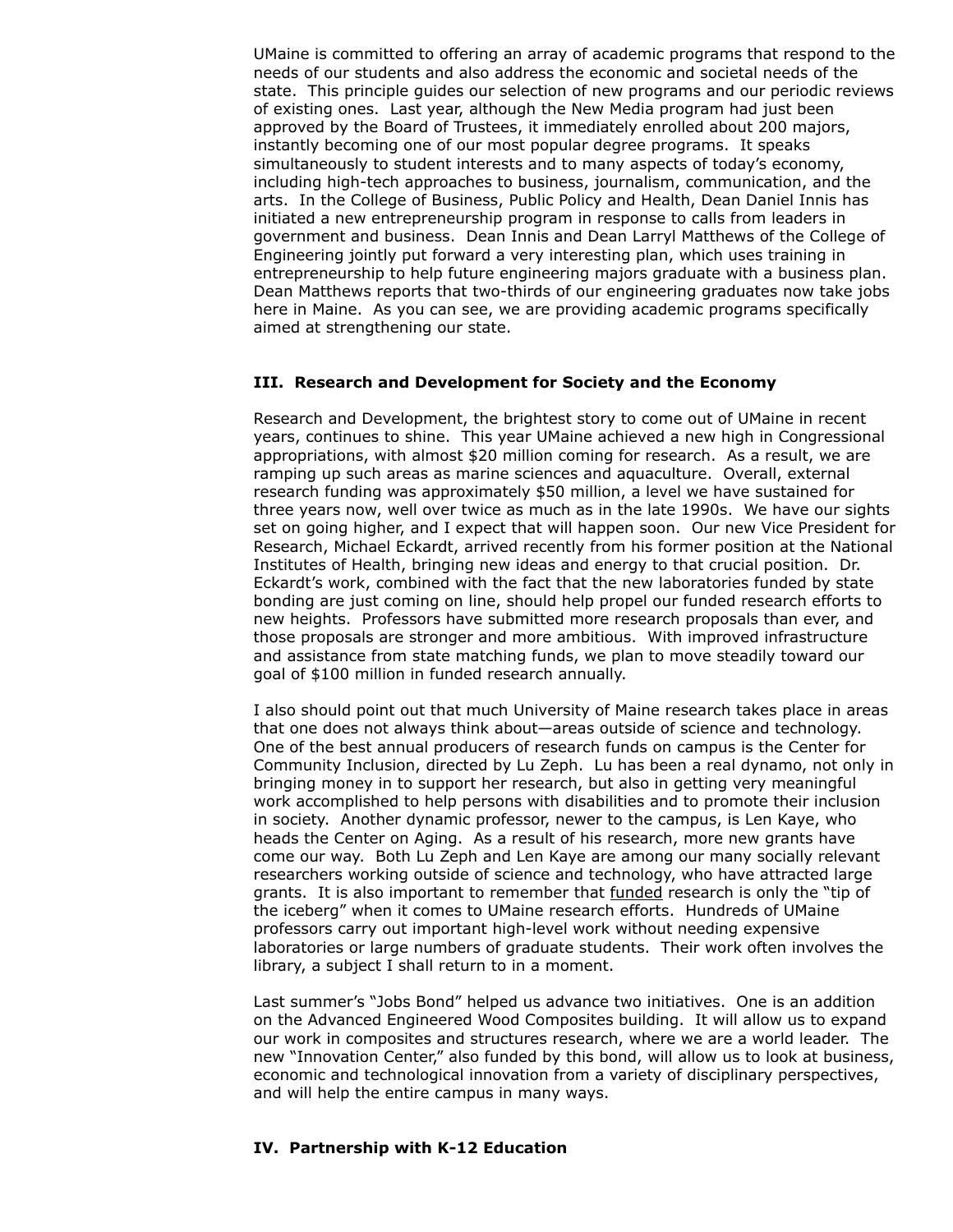UMaine is committed to offering an array of academic programs that respond to the needs of our students and also address the economic and societal needs of the state. This principle guides our selection of new programs and our periodic reviews of existing ones. Last year, although the New Media program had just been approved by the Board of Trustees, it immediately enrolled about 200 majors, instantly becoming one of our most popular degree programs. It speaks simultaneously to student interests and to many aspects of today's economy, including high-tech approaches to business, journalism, communication, and the arts. In the College of Business, Public Policy and Health, Dean Daniel Innis has initiated a new entrepreneurship program in response to calls from leaders in government and business. Dean Innis and Dean Larryl Matthews of the College of Engineering jointly put forward a very interesting plan, which uses training in entrepreneurship to help future engineering majors graduate with a business plan. Dean Matthews reports that two-thirds of our engineering graduates now take jobs here in Maine. As you can see, we are providing academic programs specifically aimed at strengthening our state.

### III. Research and Development for Society and the Economy

Research and Development, the brightest story to come out of UMaine in recent years, continues to shine. This year UMaine achieved a new high in Congressional appropriations, with almost $20 million coming for research. As a result, we are ramping up such areas as marine sciences and aquaculture. Overall, external research funding was approximately $50 million, a level we have sustained for three years now, well over twice as much as in the late 1990s. We have our sights set on going higher, and I expect that will happen soon. Our new Vice President for Research, Michael Eckardt, arrived recently from his former position at the National Institutes of Health, bringing new ideas and energy to that crucial position. Dr. Eckardt's work, combined with the fact that the new laboratories funded by state bonding are just coming on line, should help propel our funded research efforts to new heights. Professors have submitted more research proposals than ever, and those proposals are stronger and more ambitious. With improved infrastructure and assistance from state matching funds, we plan to move steadily toward our goal of $100 million in funded research annually.

I also should point out that much University of Maine research takes place in areas that one does not always think about—areas outside of science and technology. One of the best annual producers of research funds on campus is the Center for Community Inclusion, directed by Lu Zeph. Lu has been a real dynamo, not only in bringing money in to support her research, but also in getting very meaningful work accomplished to help persons with disabilities and to promote their inclusion in society. Another dynamic professor, newer to the campus, is Len Kaye, who heads the Center on Aging. As a result of his research, more new grants have come our way. Both Lu Zeph and Len Kaye are among our many socially relevant researchers working outside of science and technology, who have attracted large grants. It is also important to remember that <u>funded</u> research is only the "tip of the iceberg" when it comes to UMaine research efforts. Hundreds of UMaine professors carry out important high-level work without needing expensive laboratories or large numbers of graduate students. Their work often involves the library, a subject I shall return to in a moment.

Last summer's "Jobs Bond" helped us advance two initiatives. One is an addition on the Advanced Engineered Wood Composites building. It will allow us to expand our work in composites and structures research, where we are a world leader. The new "Innovation Center," also funded by this bond, will allow us to look at business, economic and technological innovation from a variety of disciplinary perspectives, and will help the entire campus in many ways.

### IV. Partnership with K-12 Education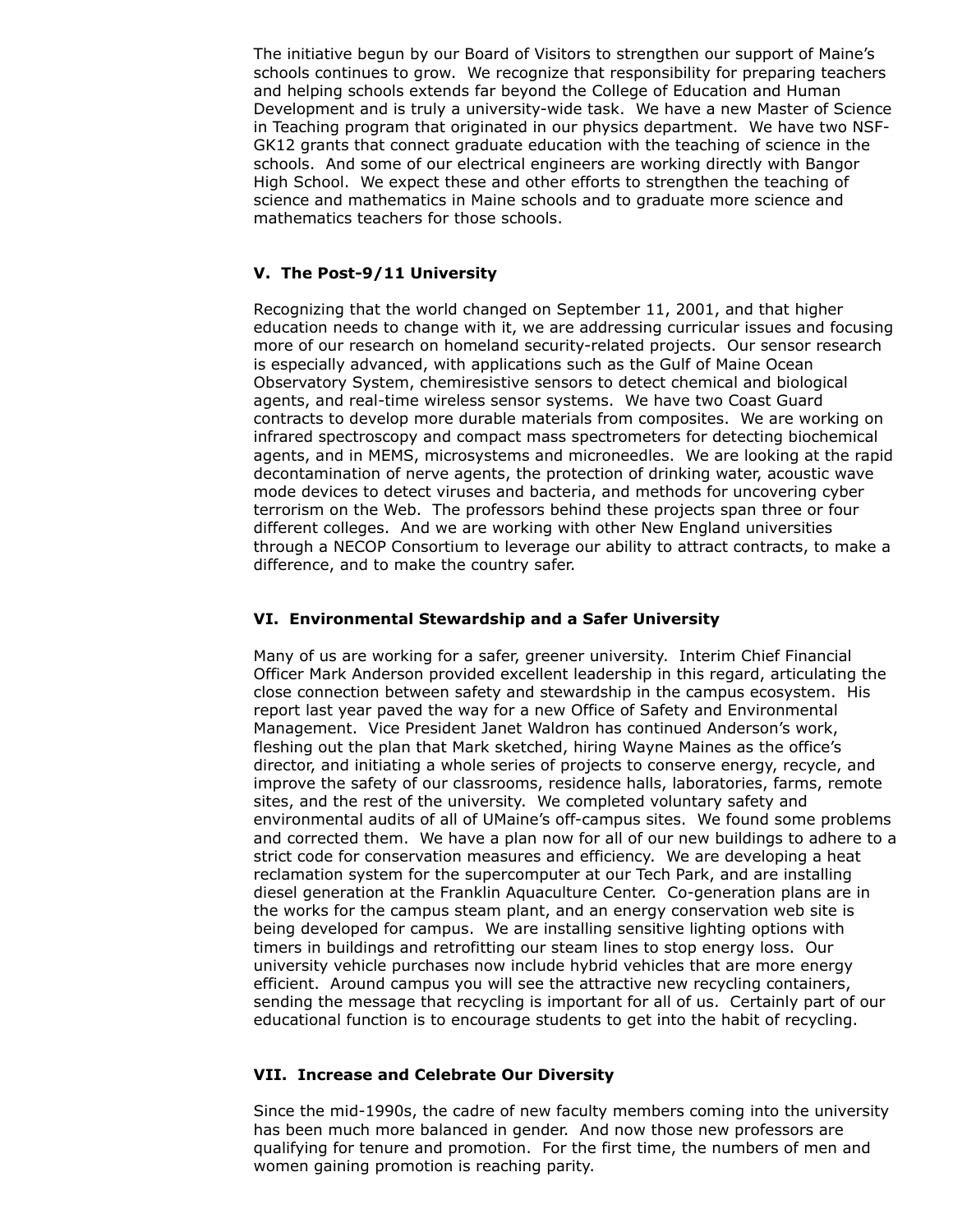The initiative begun by our Board of Visitors to strengthen our support of Maine's schools continues to grow. We recognize that responsibility for preparing teachers and helping schools extends far beyond the College of Education and Human Development and is truly a university-wide task. We have a new Master of Science in Teaching program that originated in our physics department. We have two NSF-GK12 grants that connect graduate education with the teaching of science in the schools. And some of our electrical engineers are working directly with Bangor High School. We expect these and other efforts to strengthen the teaching of science and mathematics in Maine schools and to graduate more science and mathematics teachers for those schools.

### V. The Post-9/11 University

Recognizing that the world changed on September 11, 2001, and that higher education needs to change with it, we are addressing curricular issues and focusing more of our research on homeland security-related projects. Our sensor research is especially advanced, with applications such as the Gulf of Maine Ocean Observatory System, chemiresistive sensors to detect chemical and biological agents, and real-time wireless sensor systems. We have two Coast Guard contracts to develop more durable materials from composites. We are working on infrared spectroscopy and compact mass spectrometers for detecting biochemical agents, and in MEMS, microsystems and microneedles. We are looking at the rapid decontamination of nerve agents, the protection of drinking water, acoustic wave mode devices to detect viruses and bacteria, and methods for uncovering cyber terrorism on the Web. The professors behind these projects span three or four different colleges. And we are working with other New England universities through a NECOP Consortium to leverage our ability to attract contracts, to make a difference, and to make the country safer.

### VI. Environmental Stewardship and a Safer University

Many of us are working for a safer, greener university. Interim Chief Financial Officer Mark Anderson provided excellent leadership in this regard, articulating the close connection between safety and stewardship in the campus ecosystem. His report last year paved the way for a new Office of Safety and Environmental Management. Vice President Janet Waldron has continued Anderson's work, fleshing out the plan that Mark sketched, hiring Wayne Maines as the office's director, and initiating a whole series of projects to conserve energy, recycle, and improve the safety of our classrooms, residence halls, laboratories, farms, remote sites, and the rest of the university. We completed voluntary safety and environmental audits of all of UMaine's off-campus sites. We found some problems and corrected them. We have a plan now for all of our new buildings to adhere to a strict code for conservation measures and efficiency. We are developing a heat reclamation system for the supercomputer at our Tech Park, and are installing diesel generation at the Franklin Aquaculture Center. Co-generation plans are in the works for the campus steam plant, and an energy conservation web site is being developed for campus. We are installing sensitive lighting options with timers in buildings and retrofitting our steam lines to stop energy loss. Our university vehicle purchases now include hybrid vehicles that are more energy efficient. Around campus you will see the attractive new recycling containers, sending the message that recycling is important for all of us. Certainly part of our educational function is to encourage students to get into the habit of recycling.

### VII. Increase and Celebrate Our Diversity

Since the mid-1990s, the cadre of new faculty members coming into the university has been much more balanced in gender. And now those new professors are qualifying for tenure and promotion. For the first time, the numbers of men and women gaining promotion is reaching parity.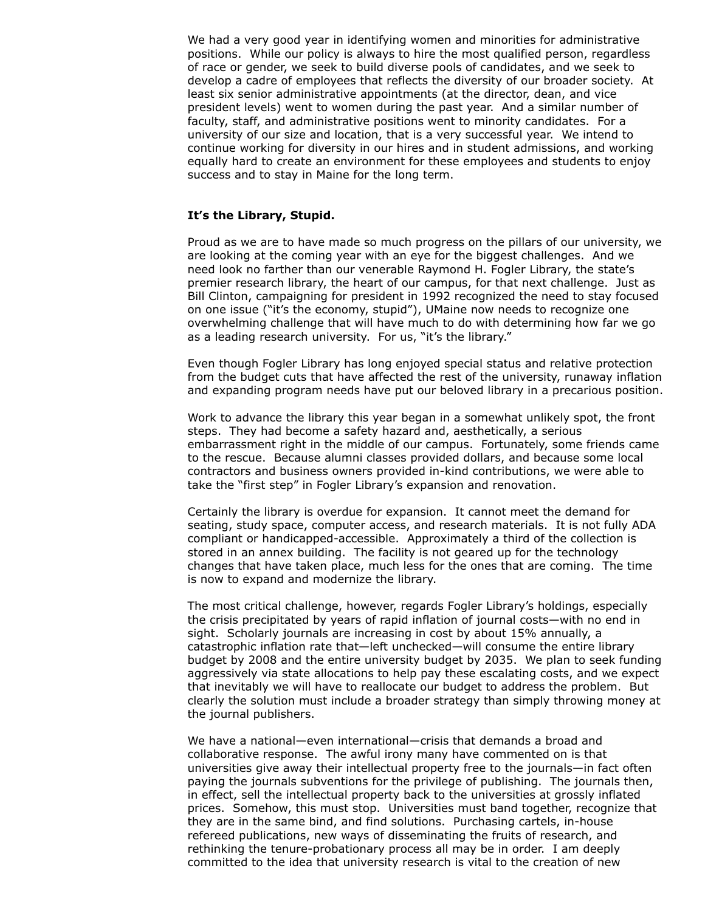We had a very good year in identifying women and minorities for administrative positions. While our policy is always to hire the most qualified person, regardless of race or gender, we seek to build diverse pools of candidates, and we seek to develop a cadre of employees that reflects the diversity of our broader society. At least six senior administrative appointments (at the director, dean, and vice president levels) went to women during the past year. And a similar number of faculty, staff, and administrative positions went to minority candidates. For a university of our size and location, that is a very successful year. We intend to continue working for diversity in our hires and in student admissions, and working equally hard to create an environment for these employees and students to enjoy success and to stay in Maine for the long term.

**It's the Library, Stupid.**

Proud as we are to have made so much progress on the pillars of our university, we are looking at the coming year with an eye for the biggest challenges. And we need look no farther than our venerable Raymond H. Fogler Library, the state's premier research library, the heart of our campus, for that next challenge. Just as Bill Clinton, campaigning for president in 1992 recognized the need to stay focused on one issue ("it's the economy, stupid"), UMaine now needs to recognize one overwhelming challenge that will have much to do with determining how far we go as a leading research university. For us, "it's the library."

Even though Fogler Library has long enjoyed special status and relative protection from the budget cuts that have affected the rest of the university, runaway inflation and expanding program needs have put our beloved library in a precarious position.

Work to advance the library this year began in a somewhat unlikely spot, the front steps. They had become a safety hazard and, aesthetically, a serious embarrassment right in the middle of our campus. Fortunately, some friends came to the rescue. Because alumni classes provided dollars, and because some local contractors and business owners provided in-kind contributions, we were able to take the "first step" in Fogler Library's expansion and renovation.

Certainly the library is overdue for expansion. It cannot meet the demand for seating, study space, computer access, and research materials. It is not fully ADA compliant or handicapped-accessible. Approximately a third of the collection is stored in an annex building. The facility is not geared up for the technology changes that have taken place, much less for the ones that are coming. The time is now to expand and modernize the library.

The most critical challenge, however, regards Fogler Library's holdings, especially the crisis precipitated by years of rapid inflation of journal costs—with no end in sight. Scholarly journals are increasing in cost by about 15% annually, a catastrophic inflation rate that—left unchecked—will consume the entire library budget by 2008 and the entire university budget by 2035. We plan to seek funding aggressively via state allocations to help pay these escalating costs, and we expect that inevitably we will have to reallocate our budget to address the problem. But clearly the solution must include a broader strategy than simply throwing money at the journal publishers.

We have a national—even international—crisis that demands a broad and collaborative response. The awful irony many have commented on is that universities give away their intellectual property free to the journals—in fact often paying the journals subventions for the privilege of publishing. The journals then, in effect, sell the intellectual property back to the universities at grossly inflated prices. Somehow, this must stop. Universities must band together, recognize that they are in the same bind, and find solutions. Purchasing cartels, in-house refereed publications, new ways of disseminating the fruits of research, and rethinking the tenure-probationary process all may be in order. I am deeply committed to the idea that university research is vital to the creation of new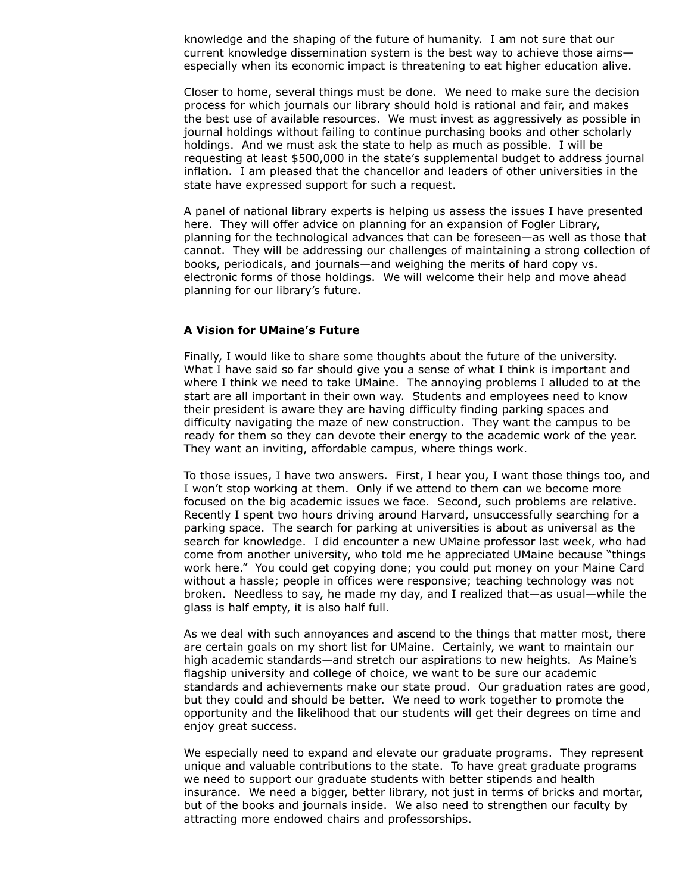knowledge and the shaping of the future of humanity. I am not sure that our current knowledge dissemination system is the best way to achieve those aims—especially when its economic impact is threatening to eat higher education alive.

Closer to home, several things must be done. We need to make sure the decision process for which journals our library should hold is rational and fair, and makes the best use of available resources. We must invest as aggressively as possible in journal holdings without failing to continue purchasing books and other scholarly holdings. And we must ask the state to help as much as possible. I will be requesting at least $500,000 in the state's supplemental budget to address journal inflation. I am pleased that the chancellor and leaders of other universities in the state have expressed support for such a request.

A panel of national library experts is helping us assess the issues I have presented here. They will offer advice on planning for an expansion of Fogler Library, planning for the technological advances that can be foreseen—as well as those that cannot. They will be addressing our challenges of maintaining a strong collection of books, periodicals, and journals—and weighing the merits of hard copy vs. electronic forms of those holdings. We will welcome their help and move ahead planning for our library's future.

**A Vision for UMaine's Future**

Finally, I would like to share some thoughts about the future of the university. What I have said so far should give you a sense of what I think is important and where I think we need to take UMaine. The annoying problems I alluded to at the start are all important in their own way. Students and employees need to know their president is aware they are having difficulty finding parking spaces and difficulty navigating the maze of new construction. They want the campus to be ready for them so they can devote their energy to the academic work of the year. They want an inviting, affordable campus, where things work.

To those issues, I have two answers. First, I hear you, I want those things too, and I won't stop working at them. Only if we attend to them can we become more focused on the big academic issues we face. Second, such problems are relative. Recently I spent two hours driving around Harvard, unsuccessfully searching for a parking space. The search for parking at universities is about as universal as the search for knowledge. I did encounter a new UMaine professor last week, who had come from another university, who told me he appreciated UMaine because "things work here." You could get copying done; you could put money on your Maine Card without a hassle; people in offices were responsive; teaching technology was not broken. Needless to say, he made my day, and I realized that—as usual—while the glass is half empty, it is also half full.

As we deal with such annoyances and ascend to the things that matter most, there are certain goals on my short list for UMaine. Certainly, we want to maintain our high academic standards—and stretch our aspirations to new heights. As Maine's flagship university and college of choice, we want to be sure our academic standards and achievements make our state proud. Our graduation rates are good, but they could and should be better. We need to work together to promote the opportunity and the likelihood that our students will get their degrees on time and enjoy great success.

We especially need to expand and elevate our graduate programs. They represent unique and valuable contributions to the state. To have great graduate programs we need to support our graduate students with better stipends and health insurance. We need a bigger, better library, not just in terms of bricks and mortar, but of the books and journals inside. We also need to strengthen our faculty by attracting more endowed chairs and professorships.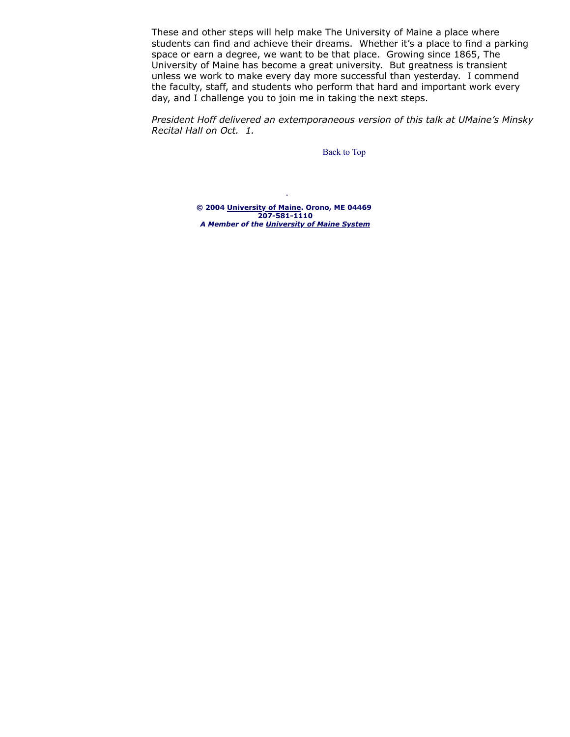These and other steps will help make The University of Maine a place where students can find and achieve their dreams.  Whether it's a place to find a parking space or earn a degree, we want to be that place.  Growing since 1865, The University of Maine has become a great university.  But greatness is transient unless we work to make every day more successful than yesterday.  I commend the faculty, staff, and students who perform that hard and important work every day, and I challenge you to join me in taking the next steps.

*President Hoff delivered an extemporaneous version of this talk at UMaine's Minsky Recital Hall on Oct.  1.*

Back to Top

**© 2004 University of Maine. Orono, ME 04469**
**207-581-1110**
***A Member of the University of Maine System***